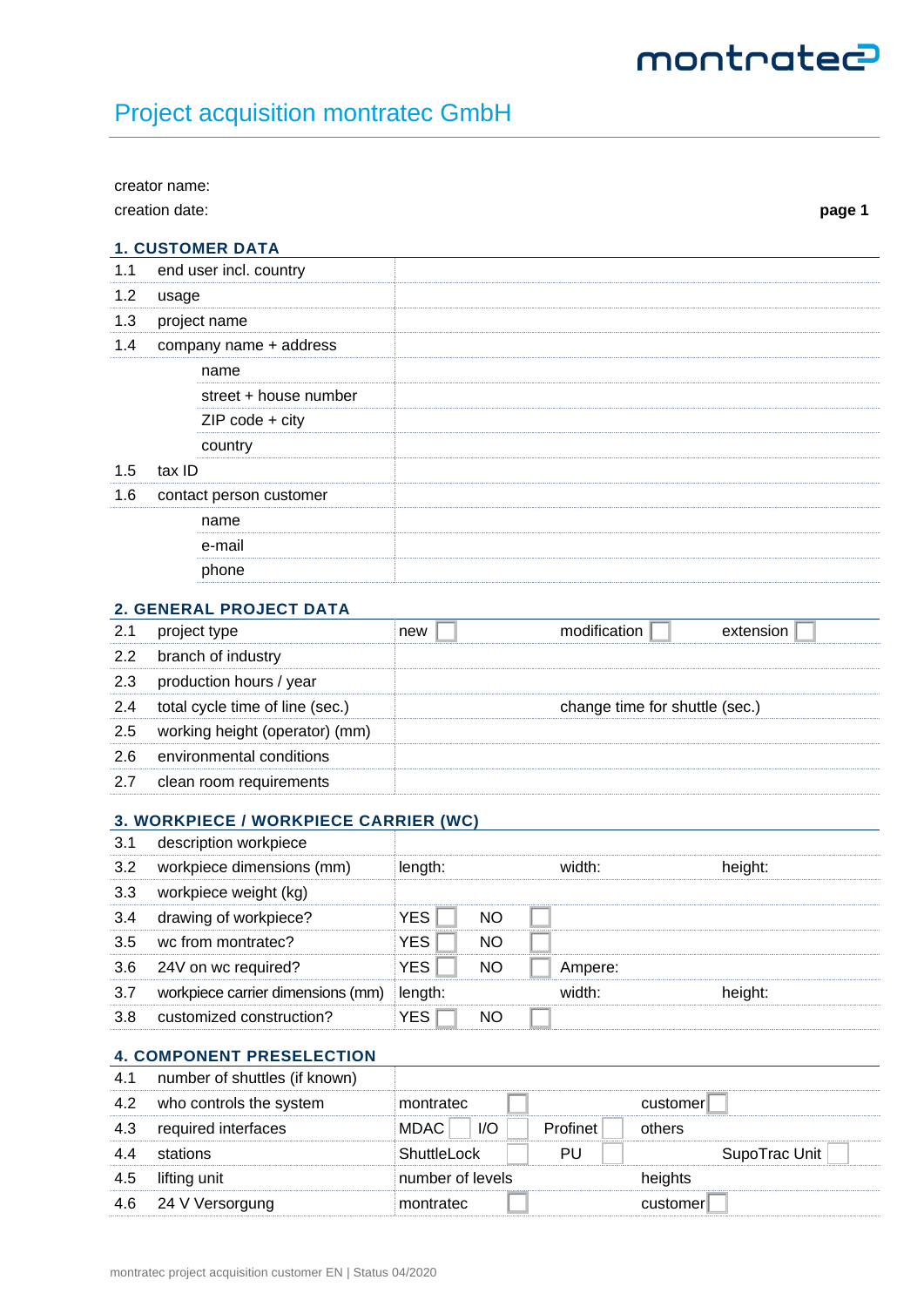# Project acquisition montratec GmbH

creator name:

creation date:

**page 1**

## 1. CUSTOMER DATA

| | | |
|---|---|---|
| 1.1 | end user incl. country | |
| 1.2 | usage | |
| 1.3 | project name | |
| 1.4 | company name + address | |
| | name | |
| | street + house number | |
| | ZIP code + city | |
| | country | |
| 1.5 | tax ID | |
| 1.6 | contact person customer | |
| | name | |
| | e-mail | |
| | phone | |

## 2. GENERAL PROJECT DATA

| | | | | |
|---|---|---|---|---|
| 2.1 | project type | new ☐ | modification ☐ | extension ☐ |
| 2.2 | branch of industry | | | |
| 2.3 | production hours / year | | | |
| 2.4 | total cycle time of line (sec.) | | change time for shuttle (sec.) | |
| 2.5 | working height (operator) (mm) | | | |
| 2.6 | environmental conditions | | | |
| 2.7 | clean room requirements | | | |

## 3. WORKPIECE / WORKPIECE CARRIER (WC)

| | | | | | |
|---|---|---|---|---|---|
| 3.1 | description workpiece | | | | |
| 3.2 | workpiece dimensions (mm) | length: | | width: | height: |
| 3.3 | workpiece weight (kg) | | | | |
| 3.4 | drawing of workpiece? | YES ☐ | NO ☐ | | |
| 3.5 | wc from montratec? | YES ☐ | NO ☐ | | |
| 3.6 | 24V on wc required? | YES ☐ | NO ☐ | Ampere: | |
| 3.7 | workpiece carrier dimensions (mm) | length: | | width: | height: |
| 3.8 | customized construction? | YES ☐ | NO ☐ | | |

## 4. COMPONENT PRESELECTION

| | | | | | |
|---|---|---|---|---|---|
| 4.1 | number of shuttles (if known) | | | | |
| 4.2 | who controls the system | montratec ☐ | | customer ☐ | |
| 4.3 | required interfaces | MDAC ☐ | I/O ☐ | Profinet ☐ | others |
| 4.4 | stations | ShuttleLock ☐ | PU ☐ | | SupoTrac Unit ☐ |
| 4.5 | lifting unit | number of levels | | heights | |
| 4.6 | 24 V Versorgung | montratec ☐ | | customer ☐ | |

montratec project acquisition customer EN | Status 04/2020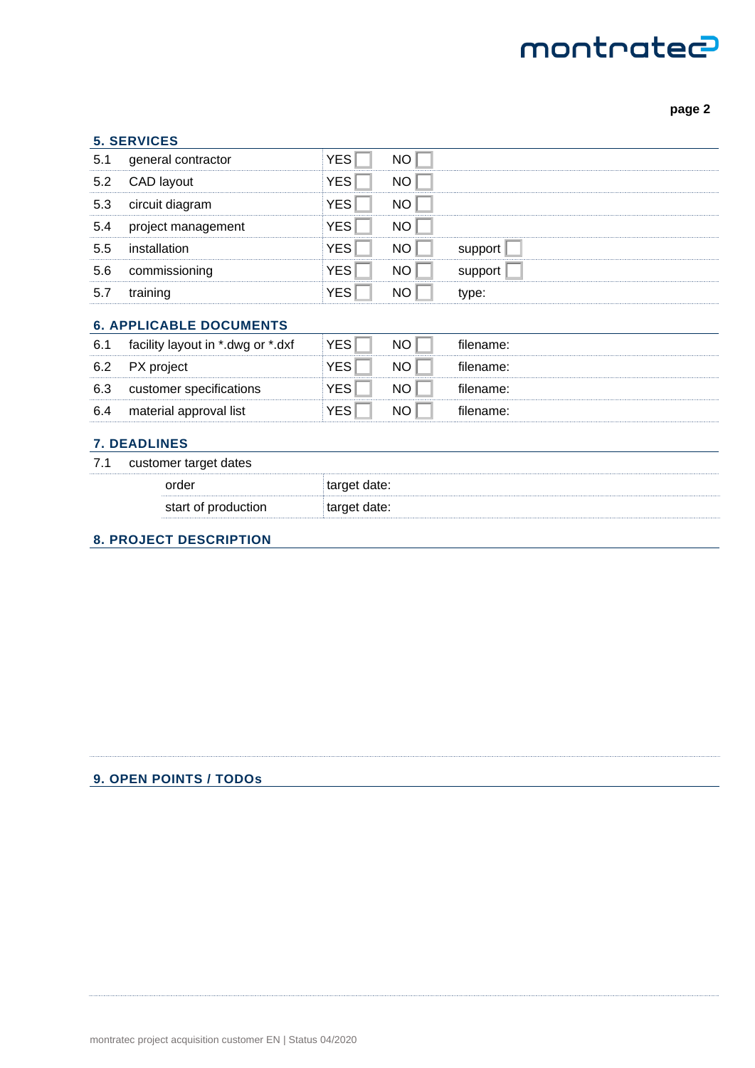## 5. SERVICES

| | | | | |
|---|---|---|---|---|
| 5.1 | general contractor | YES ☐ | NO ☐ | |
| 5.2 | CAD layout | YES ☐ | NO ☐ | |
| 5.3 | circuit diagram | YES ☐ | NO ☐ | |
| 5.4 | project management | YES ☐ | NO ☐ | |
| 5.5 | installation | YES ☐ | NO ☐ | support ☐ |
| 5.6 | commissioning | YES ☐ | NO ☐ | support ☐ |
| 5.7 | training | YES ☐ | NO ☐ | type: |

## 6. APPLICABLE DOCUMENTS

| | | | | |
|---|---|---|---|---|
| 6.1 | facility layout in *.dwg or *.dxf | YES ☐ | NO ☐ | filename: |
| 6.2 | PX project | YES ☐ | NO ☐ | filename: |
| 6.3 | customer specifications | YES ☐ | NO ☐ | filename: |
| 6.4 | material approval list | YES ☐ | NO ☐ | filename: |

## 7. DEADLINES

| | | |
|---|---|---|
| 7.1 | customer target dates | |
| | order | target date: |
| | start of production | target date: |

## 8. PROJECT DESCRIPTION

## 9. OPEN POINTS / TODOs

montratec project acquisition customer EN | Status 04/2020